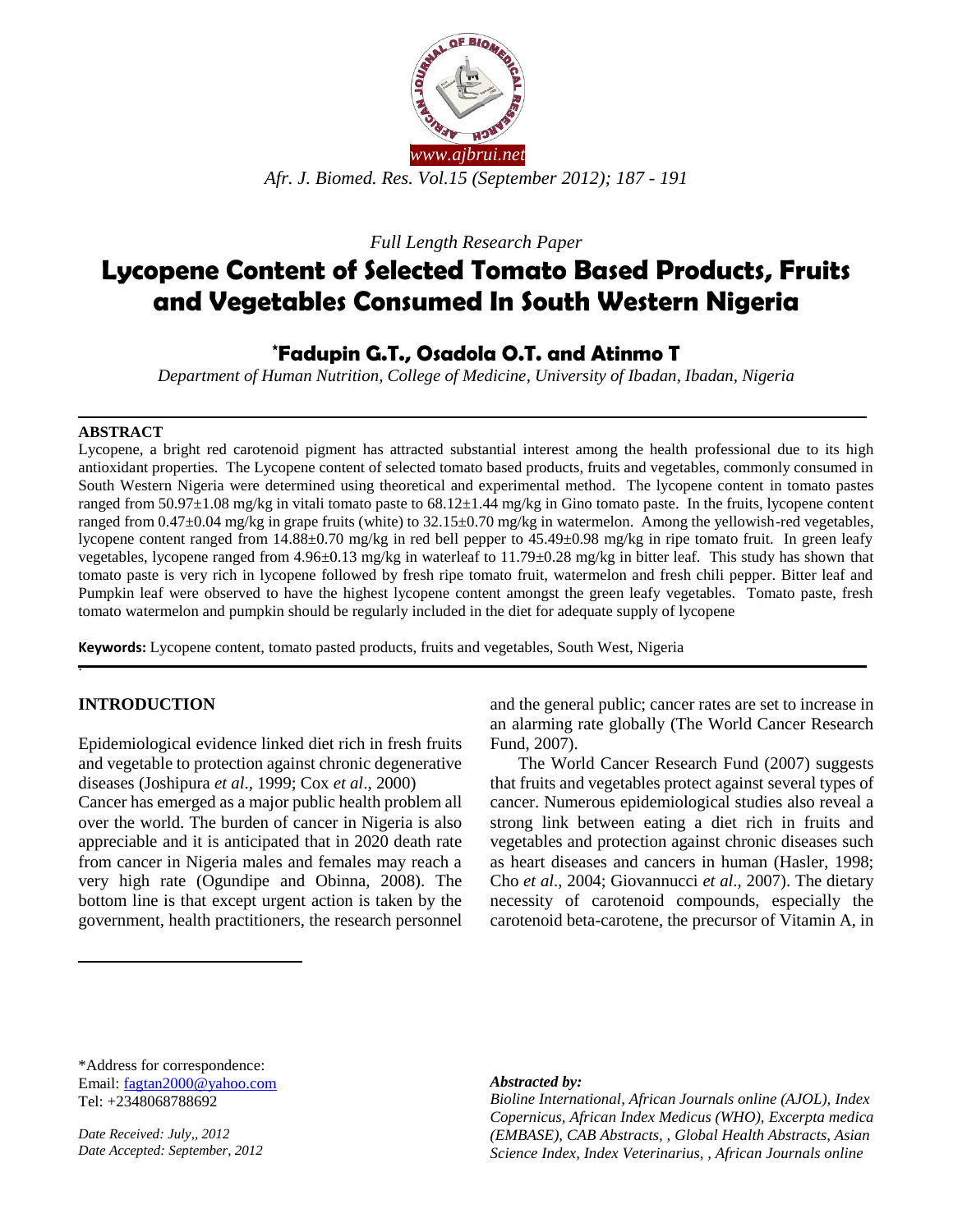*Full Length Research Paper*

# Lycopene Content of Selected Tomato Based Products, Fruits and Vegetables Consumed In South Western Nigeria

## *Fadupin G.T., Osadola O.T. and Atinmo T

*Department of Human Nutrition, College of Medicine, University of Ibadan, Ibadan, Nigeria*

**ABSTRACT**

Lycopene, a bright red carotenoid pigment has attracted substantial interest among the health professional due to its high antioxidant properties. The Lycopene content of selected tomato based products, fruits and vegetables, commonly consumed in South Western Nigeria were determined using theoretical and experimental method. The lycopene content in tomato pastes ranged from 50.97±1.08 mg/kg in vitali tomato paste to 68.12±1.44 mg/kg in Gino tomato paste. In the fruits, lycopene content ranged from 0.47±0.04 mg/kg in grape fruits (white) to 32.15±0.70 mg/kg in watermelon. Among the yellowish-red vegetables, lycopene content ranged from 14.88±0.70 mg/kg in red bell pepper to 45.49±0.98 mg/kg in ripe tomato fruit. In green leafy vegetables, lycopene ranged from 4.96±0.13 mg/kg in waterleaf to 11.79±0.28 mg/kg in bitter leaf. This study has shown that tomato paste is very rich in lycopene followed by fresh ripe tomato fruit, watermelon and fresh chili pepper. Bitter leaf and Pumpkin leaf were observed to have the highest lycopene content amongst the green leafy vegetables. Tomato paste, fresh tomato watermelon and pumpkin should be regularly included in the diet for adequate supply of lycopene

**Keywords:** Lycopene content, tomato pasted products, fruits and vegetables, South West, Nigeria

## INTRODUCTION

Epidemiological evidence linked diet rich in fresh fruits and vegetable to protection against chronic degenerative diseases (Joshipura *et al*., 1999; Cox *et al*., 2000)

Cancer has emerged as a major public health problem all over the world. The burden of cancer in Nigeria is also appreciable and it is anticipated that in 2020 death rate from cancer in Nigeria males and females may reach a very high rate (Ogundipe and Obinna, 2008). The bottom line is that except urgent action is taken by the government, health practitioners, the research personnel and the general public; cancer rates are set to increase in an alarming rate globally (The World Cancer Research Fund, 2007).

The World Cancer Research Fund (2007) suggests that fruits and vegetables protect against several types of cancer. Numerous epidemiological studies also reveal a strong link between eating a diet rich in fruits and vegetables and protection against chronic diseases such as heart diseases and cancers in human (Hasler, 1998; Cho *et al*., 2004; Giovannucci *et al*., 2007). The dietary necessity of carotenoid compounds, especially the carotenoid beta-carotene, the precursor of Vitamin A, in

*Address for correspondence:
Email: fagtan2000@yahoo.com
Tel: +2348068788692

*Date Received: July,, 2012*
*Date Accepted: September, 2012*

*Abstracted by:*
*Bioline International, African Journals online (AJOL), Index Copernicus, African Index Medicus (WHO), Excerpta medica (EMBASE), CAB Abstracts, , Global Health Abstracts, Asian Science Index, Index Veterinarius, , African Journals online*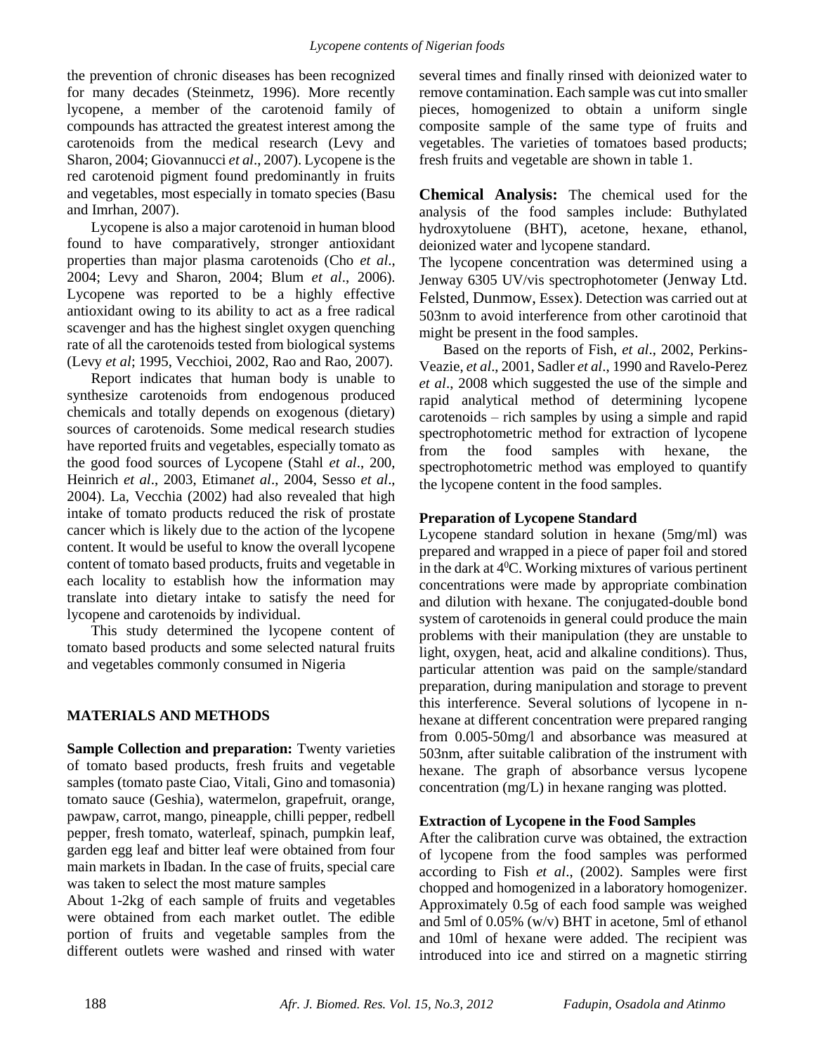the prevention of chronic diseases has been recognized for many decades (Steinmetz, 1996). More recently lycopene, a member of the carotenoid family of compounds has attracted the greatest interest among the carotenoids from the medical research (Levy and Sharon, 2004; Giovannucci *et al*., 2007). Lycopene is the red carotenoid pigment found predominantly in fruits and vegetables, most especially in tomato species (Basu and Imrhan, 2007).

Lycopene is also a major carotenoid in human blood found to have comparatively, stronger antioxidant properties than major plasma carotenoids (Cho *et al*., 2004; Levy and Sharon, 2004; Blum *et al*., 2006). Lycopene was reported to be a highly effective antioxidant owing to its ability to act as a free radical scavenger and has the highest singlet oxygen quenching rate of all the carotenoids tested from biological systems (Levy *et al*; 1995, Vecchioi, 2002, Rao and Rao, 2007).

Report indicates that human body is unable to synthesize carotenoids from endogenous produced chemicals and totally depends on exogenous (dietary) sources of carotenoids. Some medical research studies have reported fruits and vegetables, especially tomato as the good food sources of Lycopene (Stahl *et al*., 200, Heinrich *et al*., 2003, Etiman*et al*., 2004, Sesso *et al*., 2004). La, Vecchia (2002) had also revealed that high intake of tomato products reduced the risk of prostate cancer which is likely due to the action of the lycopene content. It would be useful to know the overall lycopene content of tomato based products, fruits and vegetable in each locality to establish how the information may translate into dietary intake to satisfy the need for lycopene and carotenoids by individual.

This study determined the lycopene content of tomato based products and some selected natural fruits and vegetables commonly consumed in Nigeria

## MATERIALS AND METHODS

**Sample Collection and preparation:** Twenty varieties of tomato based products, fresh fruits and vegetable samples (tomato paste Ciao, Vitali, Gino and tomasonia) tomato sauce (Geshia), watermelon, grapefruit, orange, pawpaw, carrot, mango, pineapple, chilli pepper, redbell pepper, fresh tomato, waterleaf, spinach, pumpkin leaf, garden egg leaf and bitter leaf were obtained from four main markets in Ibadan. In the case of fruits, special care was taken to select the most mature samples

About 1-2kg of each sample of fruits and vegetables were obtained from each market outlet. The edible portion of fruits and vegetable samples from the different outlets were washed and rinsed with water several times and finally rinsed with deionized water to remove contamination. Each sample was cut into smaller pieces, homogenized to obtain a uniform single composite sample of the same type of fruits and vegetables. The varieties of tomatoes based products; fresh fruits and vegetable are shown in table 1.

**Chemical Analysis:** The chemical used for the analysis of the food samples include: Buthylated hydroxytoluene (BHT), acetone, hexane, ethanol, deionized water and lycopene standard.

The lycopene concentration was determined using a Jenway 6305 UV/vis spectrophotometer (Jenway Ltd. Felsted, Dunmow, Essex). Detection was carried out at 503nm to avoid interference from other carotinoid that might be present in the food samples.

Based on the reports of Fish, *et al*., 2002, Perkins-Veazie, *et al*., 2001, Sadler *et al*., 1990 and Ravelo-Perez *et al*., 2008 which suggested the use of the simple and rapid analytical method of determining lycopene carotenoids – rich samples by using a simple and rapid spectrophotometric method for extraction of lycopene from the food samples with hexane, the spectrophotometric method was employed to quantify the lycopene content in the food samples.

### Preparation of Lycopene Standard

Lycopene standard solution in hexane (5mg/ml) was prepared and wrapped in a piece of paper foil and stored in the dark at $4^0$C. Working mixtures of various pertinent concentrations were made by appropriate combination and dilution with hexane. The conjugated-double bond system of carotenoids in general could produce the main problems with their manipulation (they are unstable to light, oxygen, heat, acid and alkaline conditions). Thus, particular attention was paid on the sample/standard preparation, during manipulation and storage to prevent this interference. Several solutions of lycopene in n-hexane at different concentration were prepared ranging from 0.005-50mg/l and absorbance was measured at 503nm, after suitable calibration of the instrument with hexane. The graph of absorbance versus lycopene concentration (mg/L) in hexane ranging was plotted.

### Extraction of Lycopene in the Food Samples

After the calibration curve was obtained, the extraction of lycopene from the food samples was performed according to Fish *et al*., (2002). Samples were first chopped and homogenized in a laboratory homogenizer. Approximately 0.5g of each food sample was weighed and 5ml of 0.05% (w/v) BHT in acetone, 5ml of ethanol and 10ml of hexane were added. The recipient was introduced into ice and stirred on a magnetic stirring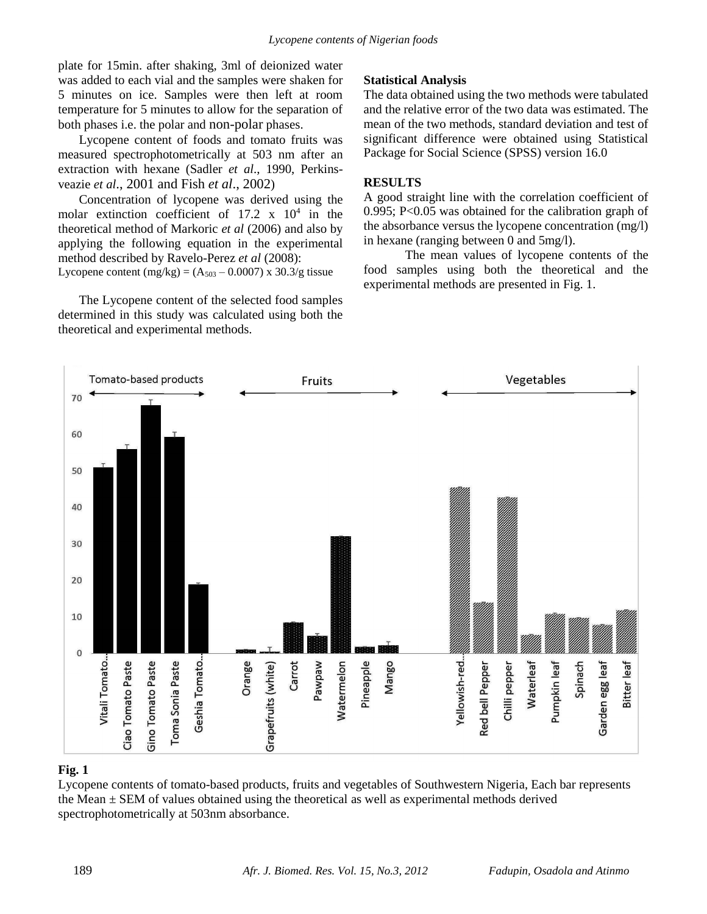plate for 15min. after shaking, 3ml of deionized water was added to each vial and the samples were shaken for 5 minutes on ice. Samples were then left at room temperature for 5 minutes to allow for the separation of both phases i.e. the polar and non-polar phases.

Lycopene content of foods and tomato fruits was measured spectrophotometrically at 503 nm after an extraction with hexane (Sadler *et al*., 1990, Perkins-veazie *et al*., 2001 and Fish *et al*., 2002)

Concentration of lycopene was derived using the molar extinction coefficient of 17.2 x $10^4$ in the theoretical method of Markoric *et al* (2006) and also by applying the following equation in the experimental method described by Ravelo-Perez *et al* (2008):

Lycopene content (mg/kg) = ($A_{503}$ – 0.0007) x 30.3/g tissue

The Lycopene content of the selected food samples determined in this study was calculated using both the theoretical and experimental methods.

**Statistical Analysis**

The data obtained using the two methods were tabulated and the relative error of the two data was estimated. The mean of the two methods, standard deviation and test of significant difference were obtained using Statistical Package for Social Science (SPSS) version 16.0

**RESULTS**

A good straight line with the correlation coefficient of 0.995; $P<0.05$ was obtained for the calibration graph of the absorbance versus the lycopene concentration (mg/l) in hexane (ranging between 0 and 5mg/l).

The mean values of lycopene contents of the food samples using both the theoretical and the experimental methods are presented in Fig. 1.

**Fig. 1**

Lycopene contents of tomato-based products, fruits and vegetables of Southwestern Nigeria, Each bar represents the Mean ± SEM of values obtained using the theoretical as well as experimental methods derived spectrophotometrically at 503nm absorbance.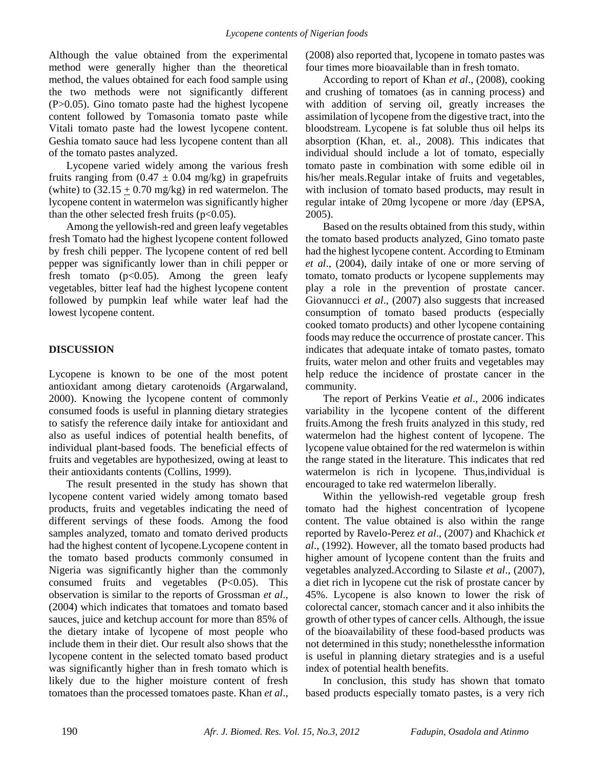Although the value obtained from the experimental method were generally higher than the theoretical method, the values obtained for each food sample using the two methods were not significantly different (P>0.05). Gino tomato paste had the highest lycopene content followed by Tomasonia tomato paste while Vitali tomato paste had the lowest lycopene content. Geshia tomato sauce had less lycopene content than all of the tomato pastes analyzed.

Lycopene varied widely among the various fresh fruits ranging from ($0.47 \pm 0.04$ mg/kg) in grapefruits (white) to ($32.15 \pm 0.70$ mg/kg) in red watermelon. The lycopene content in watermelon was significantly higher than the other selected fresh fruits ($p<0.05$).

Among the yellowish-red and green leafy vegetables fresh Tomato had the highest lycopene content followed by fresh chili pepper. The lycopene content of red bell pepper was significantly lower than in chili pepper or fresh tomato ($p<0.05$). Among the green leafy vegetables, bitter leaf had the highest lycopene content followed by pumpkin leaf while water leaf had the lowest lycopene content.

## DISCUSSION

Lycopene is known to be one of the most potent antioxidant among dietary carotenoids (Argarwaland, 2000). Knowing the lycopene content of commonly consumed foods is useful in planning dietary strategies to satisfy the reference daily intake for antioxidant and also as useful indices of potential health benefits, of individual plant-based foods. The beneficial effects of fruits and vegetables are hypothesized, owing at least to their antioxidants contents (Collins, 1999).

The result presented in the study has shown that lycopene content varied widely among tomato based products, fruits and vegetables indicating the need of different servings of these foods. Among the food samples analyzed, tomato and tomato derived products had the highest content of lycopene.Lycopene content in the tomato based products commonly consumed in Nigeria was significantly higher than the commonly consumed fruits and vegetables ($P<0.05$). This observation is similar to the reports of Grossman *et al*., (2004) which indicates that tomatoes and tomato based sauces, juice and ketchup account for more than 85% of the dietary intake of lycopene of most people who include them in their diet. Our result also shows that the lycopene content in the selected tomato based product was significantly higher than in fresh tomato which is likely due to the higher moisture content of fresh tomatoes than the processed tomatoes paste. Khan *et al*., (2008) also reported that, lycopene in tomato pastes was four times more bioavailable than in fresh tomato.

According to report of Khan *et al*., (2008), cooking and crushing of tomatoes (as in canning process) and with addition of serving oil, greatly increases the assimilation of lycopene from the digestive tract, into the bloodstream. Lycopene is fat soluble thus oil helps its absorption (Khan, et. al., 2008). This indicates that individual should include a lot of tomato, especially tomato paste in combination with some edible oil in his/her meals.Regular intake of fruits and vegetables, with inclusion of tomato based products, may result in regular intake of 20mg lycopene or more /day (EPSA, 2005).

Based on the results obtained from this study, within the tomato based products analyzed, Gino tomato paste had the highest lycopene content. According to Etminam *et al*., (2004), daily intake of one or more serving of tomato, tomato products or lycopene supplements may play a role in the prevention of prostate cancer. Giovannucci *et al*., (2007) also suggests that increased consumption of tomato based products (especially cooked tomato products) and other lycopene containing foods may reduce the occurrence of prostate cancer. This indicates that adequate intake of tomato pastes, tomato fruits, water melon and other fruits and vegetables may help reduce the incidence of prostate cancer in the community.

The report of Perkins Veatie *et al*., 2006 indicates variability in the lycopene content of the different fruits.Among the fresh fruits analyzed in this study, red watermelon had the highest content of lycopene. The lycopene value obtained for the red watermelon is within the range stated in the literature. This indicates that red watermelon is rich in lycopene. Thus,individual is encouraged to take red watermelon liberally.

Within the yellowish-red vegetable group fresh tomato had the highest concentration of lycopene content. The value obtained is also within the range reported by Ravelo-Perez *et al*., (2007) and Khachick *et al*., (1992). However, all the tomato based products had higher amount of lycopene content than the fruits and vegetables analyzed.According to Silaste *et al*., (2007), a diet rich in lycopene cut the risk of prostate cancer by 45%. Lycopene is also known to lower the risk of colorectal cancer, stomach cancer and it also inhibits the growth of other types of cancer cells. Although, the issue of the bioavailability of these food-based products was not determined in this study; nonethelessthe information is useful in planning dietary strategies and is a useful index of potential health benefits.

In conclusion, this study has shown that tomato based products especially tomato pastes, is a very rich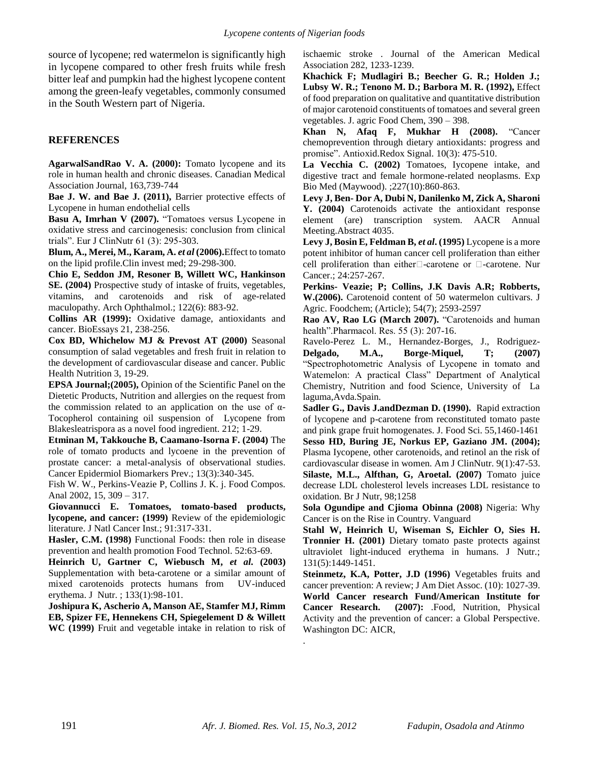source of lycopene; red watermelon is significantly high in lycopene compared to other fresh fruits while fresh bitter leaf and pumpkin had the highest lycopene content among the green-leafy vegetables, commonly consumed in the South Western part of Nigeria.

## REFERENCES

**AgarwalSandRao V. A. (2000):** Tomato lycopene and its role in human health and chronic diseases. Canadian Medical Association Journal, 163,739-744

**Bae J. W. and Bae J. (2011),** Barrier protective effects of Lycopene in human endothelial cells

**Basu A, Imrhan V (2007).** "Tomatoes versus Lycopene in oxidative stress and carcinogenesis: conclusion from clinical trials". Eur J ClinNutr 61 (3): 295-303.

**Blum, A., Merei, M., Karam, A. *et al* (2006).**Effect to tomato on the lipid profile.Clin invest med; 29-298-300.

**Chio E, Seddon JM, Resoner B, Willett WC, Hankinson SE. (2004)** Prospective study of intaske of fruits, vegetables, vitamins, and carotenoids and risk of age-related maculopathy. Arch Ophthalmol.; 122(6): 883-92.

**Collins AR (1999):** Oxidative damage, antioxidants and cancer. BioEssays 21, 238-256.

**Cox BD, Whichelow MJ & Prevost AT (2000)** Seasonal consumption of salad vegetables and fresh fruit in relation to the development of cardiovascular disease and cancer. Public Health Nutrition 3, 19-29.

**EPSA Journal;(2005),** Opinion of the Scientific Panel on the Dietetic Products, Nutrition and allergies on the request from the commission related to an application on the use of α-Tocopherol containing oil suspension of Lycopene from Blakesleatrispora as a novel food ingredient. 212; 1-29.

**Etminan M, Takkouche B, Caamano-Isorna F. (2004)** The role of tomato products and lycoene in the prevention of prostate cancer: a metal-analysis of observational studies. Cancer Epidermiol Biomarkers Prev.; 13(3):340-345.

Fish W. W., Perkins-Veazie P, Collins J. K. j. Food Compos. Anal 2002, 15, 309 – 317.

**Giovannucci E. Tomatoes, tomato-based products, lycopene, and cancer: (1999)** Review of the epidemiologic literature. J Natl Cancer Inst.; 91:317-331.

**Hasler, C.M. (1998)** Functional Foods: then role in disease prevention and health promotion Food Technol. 52:63-69.

**Heinrich U, Gartner C, Wiebusch M, *et al*. (2003)** Supplementation with beta-carotene or a similar amount of mixed carotenoids protects humans from UV-induced erythema. J Nutr. ; 133(1):98-101.

**Joshipura K, Ascherio A, Manson AE, Stamfer MJ, Rimm EB, Spizer FE, Hennekens CH, Spiegelement D & Willett WC (1999)** Fruit and vegetable intake in relation to risk of ischaemic stroke . Journal of the American Medical Association 282, 1233-1239.

**Khachick F; Mudlagiri B.; Beecher G. R.; Holden J.; Lubsy W. R.; Tenono M. D.; Barbora M. R. (1992),** Effect of food preparation on qualitative and quantitative distribution of major carotenoid constituents of tomatoes and several green vegetables. J. agric Food Chem, 390 – 398.

**Khan N, Afaq F, Mukhar H (2008).** "Cancer chemoprevention through dietary antioxidants: progress and promise". Antioxid.Redox Signal. 10(3): 475-510.

**La Vecchia C. (2002)** Tomatoes, Iycopene intake, and digestive tract and female hormone-related neoplasms. Exp Bio Med (Maywood). ;227(10):860-863.

**Levy J, Ben- Dor A, Dubi N, Danilenko M, Zick A, Sharoni Y. (2004)** Carotenoids activate the antioxidant response element (are) transcription system. AACR Annual Meeting.Abstract 4035.

**Levy J, Bosin E, Feldman B, *et al*. (1995)** Lycopene is a more potent inhibitor of human cancer cell proliferation than either cell proliferation than either□-carotene or □-carotene. Nur Cancer.; 24:257-267.

**Perkins- Veazie; P; Collins, J.K Davis A.R; Robberts, W.(2006).** Carotenoid content of 50 watermelon cultivars. J Agric. Foodchem; (Article); 54(7); 2593-2597

**Rao AV, Rao LG (March 2007).** "Carotenoids and human health".Pharmacol. Res. 55 (3): 207-16.

Ravelo-Perez L. M., Hernandez-Borges, J., Rodriguez-**Delgado, M.A., Borge-Miquel, T; (2007)** "Spectrophotometric Analysis of Lycopene in tomato and Watemelon: A practical Class" Department of Analytical Chemistry, Nutrition and food Science, University of La laguma,Avda.Spain.

**Sadler G., Davis J.andDezman D. (1990).** Rapid extraction of lycopene and p-carotene from reconstituted tomato paste and pink grape fruit homogenates. J. Food Sci. 55,1460-1461

**Sesso HD, Buring JE, Norkus EP, Gaziano JM. (2004);** Plasma Iycopene, other carotenoids, and retinol an the risk of cardiovascular disease in women. Am J ClinNutr. 9(1):47-53.

**Silaste, M.L., Alfthan, G, Aroetal. (2007)** Tomato juice decrease LDL cholesterol levels increases LDL resistance to oxidation. Br J Nutr, 98;1258

**Sola Ogundipe and Cjioma Obinna (2008)** Nigeria: Why Cancer is on the Rise in Country. Vanguard

**Stahl W, Heinrich U, Wiseman S, Eichler O, Sies H. Tronnier H. (2001)** Dietary tomato paste protects against ultraviolet light-induced erythema in humans. J Nutr.; 131(5):1449-1451.

**Steinmetz, K.A, Potter, J.D (1996)** Vegetables fruits and cancer prevention: A review; J Am Diet Assoc. (10): 1027-39.

**World Cancer research Fund/American Institute for Cancer Research. (2007):** .Food, Nutrition, Physical Activity and the prevention of cancer: a Global Perspective. Washington DC: AICR,